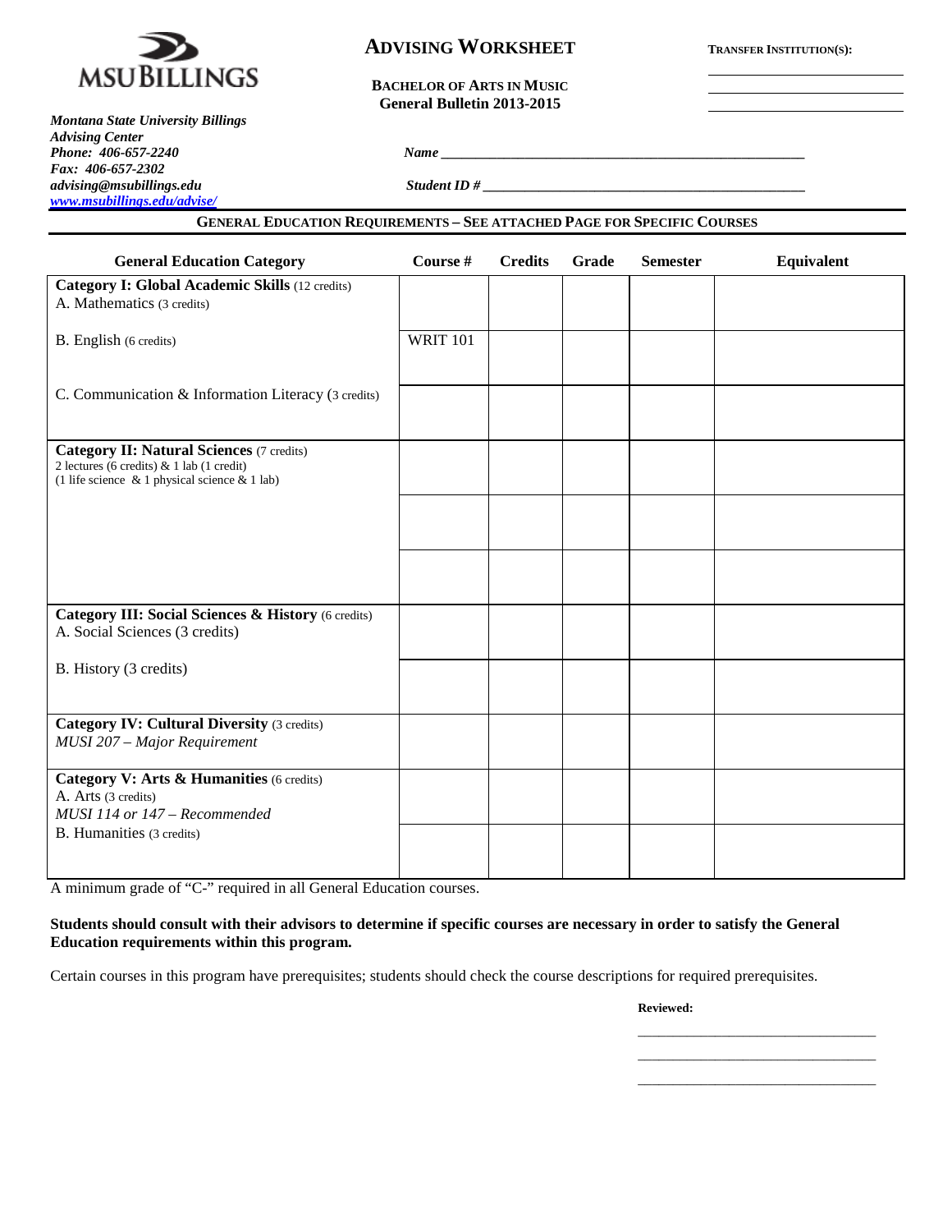MSU BILLINGS

***Montana State University Billings***
***Advising Center***
***Phone: 406-657-2240***
***Fax: 406-657-2302***
***advising@msubillings.edu***
***www.msubillings.edu/advise/***

# ADVISING WORKSHEET

**BACHELOR OF ARTS IN MUSIC**
**General Bulletin 2013-2015**

**TRANSFER INSTITUTION(S):**

______________________
______________________
______________________

***Name*** ______________________________________________

***Student ID #*** __________________________________________

## GENERAL EDUCATION REQUIREMENTS – SEE ATTACHED PAGE FOR SPECIFIC COURSES

| General Education Category | Course # | Credits | Grade | Semester | Equivalent |
|---|---|---|---|---|---|
| **Category I: Global Academic Skills** (12 credits)<br>A. Mathematics (3 credits) | | | | | |
| B. English (6 credits) | WRIT 101 | | | | |
| C. Communication & Information Literacy (3 credits) | | | | | |
| **Category II: Natural Sciences** (7 credits)<br>2 lectures (6 credits) & 1 lab (1 credit)<br>(1 life science & 1 physical science & 1 lab) | | | | | |
| | | | | | |
| | | | | | |
| **Category III: Social Sciences & History** (6 credits)<br>A. Social Sciences (3 credits) | | | | | |
| B. History (3 credits) | | | | | |
| **Category IV: Cultural Diversity** (3 credits)<br>*MUSI 207 – Major Requirement* | | | | | |
| **Category V: Arts & Humanities** (6 credits)<br>A. Arts (3 credits)<br>*MUSI 114 or 147 – Recommended* | | | | | |
| B. Humanities (3 credits) | | | | | |

A minimum grade of "C-" required in all General Education courses.

**Students should consult with their advisors to determine if specific courses are necessary in order to satisfy the General Education requirements within this program.**

Certain courses in this program have prerequisites; students should check the course descriptions for required prerequisites.

**Reviewed:**

______________________________
______________________________
______________________________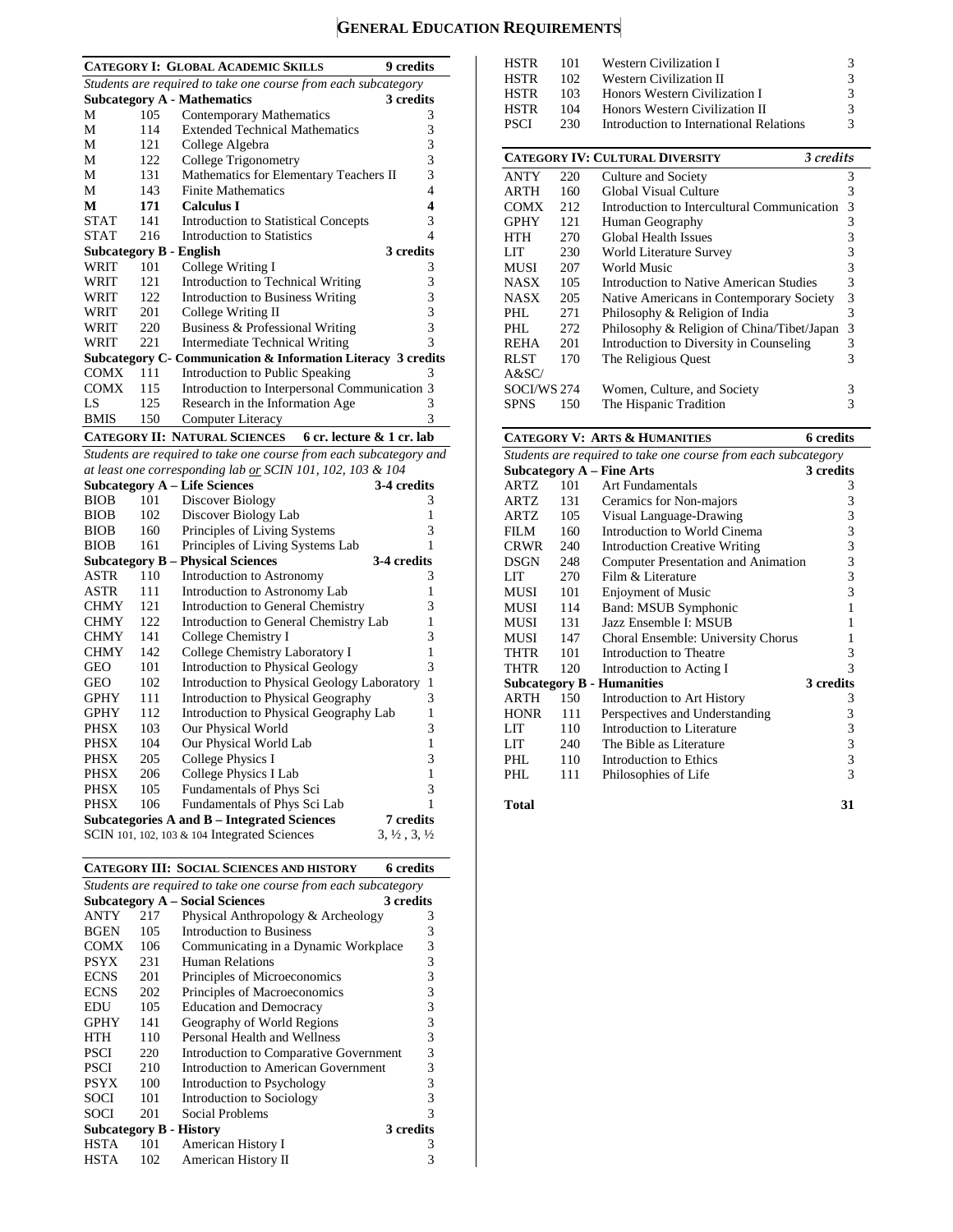# GENERAL EDUCATION REQUIREMENTS

| **CATEGORY I: GLOBAL ACADEMIC SKILLS** | | | **9 credits** |
|---|---|---|---|
| *Students are required to take one course from each subcategory* | | | |
| **Subcategory A - Mathematics** | | | **3 credits** |
| M | 105 | Contemporary Mathematics | 3 |
| M | 114 | Extended Technical Mathematics | 3 |
| M | 121 | College Algebra | 3 |
| M | 122 | College Trigonometry | 3 |
| M | 131 | Mathematics for Elementary Teachers II | 3 |
| M | 143 | Finite Mathematics | 4 |
| **M** | **171** | **Calculus I** | **4** |
| STAT | 141 | Introduction to Statistical Concepts | 3 |
| STAT | 216 | Introduction to Statistics | 4 |
| **Subcategory B - English** | | | **3 credits** |
| WRIT | 101 | College Writing I | 3 |
| WRIT | 121 | Introduction to Technical Writing | 3 |
| WRIT | 122 | Introduction to Business Writing | 3 |
| WRIT | 201 | College Writing II | 3 |
| WRIT | 220 | Business & Professional Writing | 3 |
| WRIT | 221 | Intermediate Technical Writing | 3 |
| **Subcategory C- Communication & Information Literacy** | | | **3 credits** |
| COMX | 111 | Introduction to Public Speaking | 3 |
| COMX | 115 | Introduction to Interpersonal Communication | 3 |
| LS | 125 | Research in the Information Age | 3 |
| BMIS | 150 | Computer Literacy | 3 |

| **CATEGORY II: NATURAL SCIENCES** | | | **6 cr. lecture & 1 cr. lab** |
|---|---|---|---|
| *Students are required to take one course from each subcategory and at least one corresponding lab or SCIN 101, 102, 103 & 104* | | | |
| **Subcategory A – Life Sciences** | | | **3-4 credits** |
| BIOB | 101 | Discover Biology | 3 |
| BIOB | 102 | Discover Biology Lab | 1 |
| BIOB | 160 | Principles of Living Systems | 3 |
| BIOB | 161 | Principles of Living Systems Lab | 1 |
| **Subcategory B – Physical Sciences** | | | **3-4 credits** |
| ASTR | 110 | Introduction to Astronomy | 3 |
| ASTR | 111 | Introduction to Astronomy Lab | 1 |
| CHMY | 121 | Introduction to General Chemistry | 3 |
| CHMY | 122 | Introduction to General Chemistry Lab | 1 |
| CHMY | 141 | College Chemistry I | 3 |
| CHMY | 142 | College Chemistry Laboratory I | 1 |
| GEO | 101 | Introduction to Physical Geology | 3 |
| GEO | 102 | Introduction to Physical Geology Laboratory | 1 |
| GPHY | 111 | Introduction to Physical Geography | 3 |
| GPHY | 112 | Introduction to Physical Geography Lab | 1 |
| PHSX | 103 | Our Physical World | 3 |
| PHSX | 104 | Our Physical World Lab | 1 |
| PHSX | 205 | College Physics I | 3 |
| PHSX | 206 | College Physics I Lab | 1 |
| PHSX | 105 | Fundamentals of Phys Sci | 3 |
| PHSX | 106 | Fundamentals of Phys Sci Lab | 1 |
| **Subcategories A and B – Integrated Sciences** | | | **7 credits** |
| SCIN 101, 102, 103 & 104 Integrated Sciences | | | 3, ½ , 3, ½ |

| **CATEGORY III: SOCIAL SCIENCES AND HISTORY** | | | **6 credits** |
|---|---|---|---|
| *Students are required to take one course from each subcategory* | | | |
| **Subcategory A – Social Sciences** | | | **3 credits** |
| ANTY | 217 | Physical Anthropology & Archeology | 3 |
| BGEN | 105 | Introduction to Business | 3 |
| COMX | 106 | Communicating in a Dynamic Workplace | 3 |
| PSYX | 231 | Human Relations | 3 |
| ECNS | 201 | Principles of Microeconomics | 3 |
| ECNS | 202 | Principles of Macroeconomics | 3 |
| EDU | 105 | Education and Democracy | 3 |
| GPHY | 141 | Geography of World Regions | 3 |
| HTH | 110 | Personal Health and Wellness | 3 |
| PSCI | 220 | Introduction to Comparative Government | 3 |
| PSCI | 210 | Introduction to American Government | 3 |
| PSYX | 100 | Introduction to Psychology | 3 |
| SOCI | 101 | Introduction to Sociology | 3 |
| SOCI | 201 | Social Problems | 3 |
| **Subcategory B - History** | | | **3 credits** |
| HSTA | 101 | American History I | 3 |
| HSTA | 102 | American History II | 3 |
| HSTR | 101 | Western Civilization I | 3 |
| HSTR | 102 | Western Civilization II | 3 |
| HSTR | 103 | Honors Western Civilization I | 3 |
| HSTR | 104 | Honors Western Civilization II | 3 |
| PSCI | 230 | Introduction to International Relations | 3 |

| **CATEGORY IV: CULTURAL DIVERSITY** | | | *3 credits* |
|---|---|---|---|
| ANTY | 220 | Culture and Society | 3 |
| ARTH | 160 | Global Visual Culture | 3 |
| COMX | 212 | Introduction to Intercultural Communication | 3 |
| GPHY | 121 | Human Geography | 3 |
| HTH | 270 | Global Health Issues | 3 |
| LIT | 230 | World Literature Survey | 3 |
| MUSI | 207 | World Music | 3 |
| NASX | 105 | Introduction to Native American Studies | 3 |
| NASX | 205 | Native Americans in Contemporary Society | 3 |
| PHL | 271 | Philosophy & Religion of India | 3 |
| PHL | 272 | Philosophy & Religion of China/Tibet/Japan | 3 |
| REHA | 201 | Introduction to Diversity in Counseling | 3 |
| RLST | 170 | The Religious Quest | 3 |
| A&SC/ SOCI/WS | 274 | Women, Culture, and Society | 3 |
| SPNS | 150 | The Hispanic Tradition | 3 |

| **CATEGORY V: ARTS & HUMANITIES** | | | **6 credits** |
|---|---|---|---|
| *Students are required to take one course from each subcategory* | | | |
| **Subcategory A – Fine Arts** | | | **3 credits** |
| ARTZ | 101 | Art Fundamentals | 3 |
| ARTZ | 131 | Ceramics for Non-majors | 3 |
| ARTZ | 105 | Visual Language-Drawing | 3 |
| FILM | 160 | Introduction to World Cinema | 3 |
| CRWR | 240 | Introduction Creative Writing | 3 |
| DSGN | 248 | Computer Presentation and Animation | 3 |
| LIT | 270 | Film & Literature | 3 |
| MUSI | 101 | Enjoyment of Music | 3 |
| MUSI | 114 | Band: MSUB Symphonic | 1 |
| MUSI | 131 | Jazz Ensemble I: MSUB | 1 |
| MUSI | 147 | Choral Ensemble: University Chorus | 1 |
| THTR | 101 | Introduction to Theatre | 3 |
| THTR | 120 | Introduction to Acting I | 3 |
| **Subcategory B - Humanities** | | | **3 credits** |
| ARTH | 150 | Introduction to Art History | 3 |
| HONR | 111 | Perspectives and Understanding | 3 |
| LIT | 110 | Introduction to Literature | 3 |
| LIT | 240 | The Bible as Literature | 3 |
| PHL | 110 | Introduction to Ethics | 3 |
| PHL | 111 | Philosophies of Life | 3 |

**Total** **31**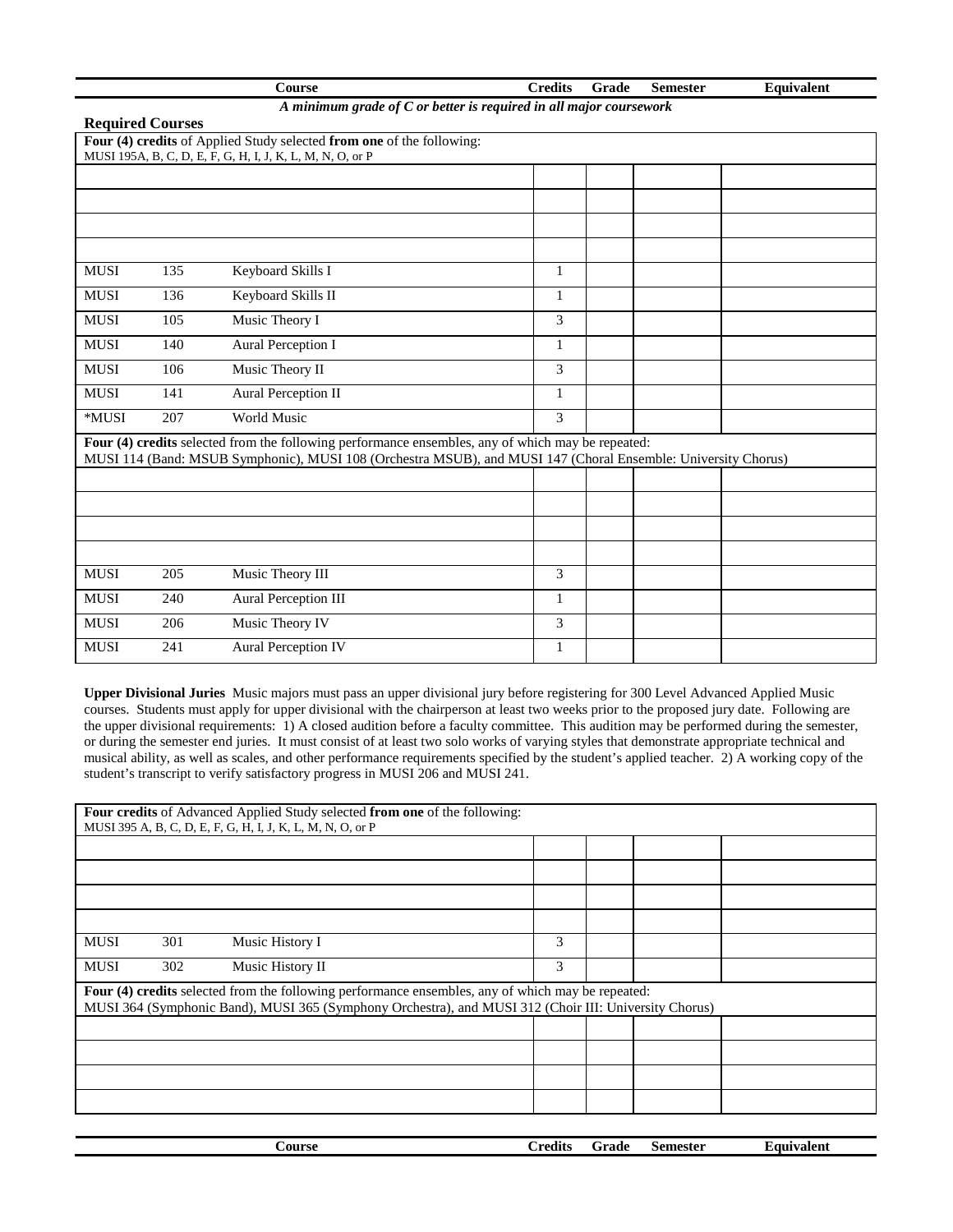| Course | | | Credits | Grade | Semester | Equivalent |
|---|---|---|---|---|---|---|

***A minimum grade of C or better is required in all major coursework***

**Required Courses**

| | | | Credits | Grade | Semester | Equivalent |
|---|---|---|---|---|---|---|
| **Four (4) credits** of Applied Study selected **from one** of the following: MUSI 195A, B, C, D, E, F, G, H, I, J, K, L, M, N, O, or P | | | | | | |
| | | | | | | |
| | | | | | | |
| | | | | | | |
| | | | | | | |
| MUSI | 135 | Keyboard Skills I | 1 | | | |
| MUSI | 136 | Keyboard Skills II | 1 | | | |
| MUSI | 105 | Music Theory I | 3 | | | |
| MUSI | 140 | Aural Perception I | 1 | | | |
| MUSI | 106 | Music Theory II | 3 | | | |
| MUSI | 141 | Aural Perception II | 1 | | | |
| *MUSI | 207 | World Music | 3 | | | |
| **Four (4) credits** selected from the following performance ensembles, any of which may be repeated: MUSI 114 (Band: MSUB Symphonic), MUSI 108 (Orchestra MSUB), and MUSI 147 (Choral Ensemble: University Chorus) | | | | | | |
| | | | | | | |
| | | | | | | |
| | | | | | | |
| | | | | | | |
| MUSI | 205 | Music Theory III | 3 | | | |
| MUSI | 240 | Aural Perception III | 1 | | | |
| MUSI | 206 | Music Theory IV | 3 | | | |
| MUSI | 241 | Aural Perception IV | 1 | | | |

**Upper Divisional Juries** Music majors must pass an upper divisional jury before registering for 300 Level Advanced Applied Music courses. Students must apply for upper divisional with the chairperson at least two weeks prior to the proposed jury date. Following are the upper divisional requirements: 1) A closed audition before a faculty committee. This audition may be performed during the semester, or during the semester end juries. It must consist of at least two solo works of varying styles that demonstrate appropriate technical and musical ability, as well as scales, and other performance requirements specified by the student's applied teacher. 2) A working copy of the student's transcript to verify satisfactory progress in MUSI 206 and MUSI 241.

| | | | Credits | Grade | Semester | Equivalent |
|---|---|---|---|---|---|---|
| **Four credits** of Advanced Applied Study selected **from one** of the following: MUSI 395 A, B, C, D, E, F, G, H, I, J, K, L, M, N, O, or P | | | | | | |
| | | | | | | |
| | | | | | | |
| | | | | | | |
| | | | | | | |
| MUSI | 301 | Music History I | 3 | | | |
| MUSI | 302 | Music History II | 3 | | | |
| **Four (4) credits** selected from the following performance ensembles, any of which may be repeated: MUSI 364 (Symphonic Band), MUSI 365 (Symphony Orchestra), and MUSI 312 (Choir III: University Chorus) | | | | | | |
| | | | | | | |
| | | | | | | |
| | | | | | | |
| | | | | | | |

| Course | | | Credits | Grade | Semester | Equivalent |
|---|---|---|---|---|---|---|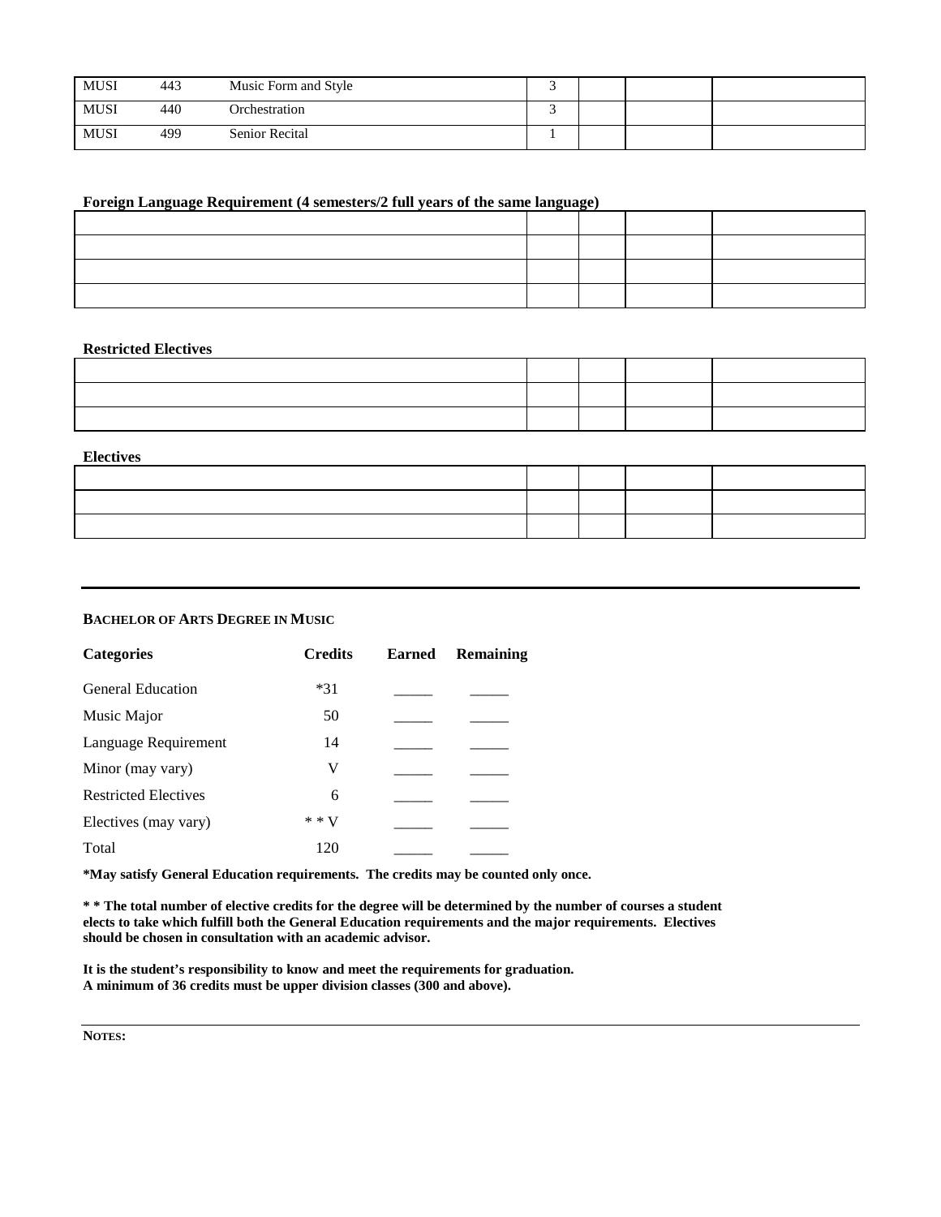| | | | | | | |
|---|---|---|---|---|---|---|
| MUSI | 443 | Music Form and Style | 3 | | | |
| MUSI | 440 | Orchestration | 3 | | | |
| MUSI | 499 | Senior Recital | 1 | | | |

**Foreign Language Requirement (4 semesters/2 full years of the same language)**

| | | | | |
|---|---|---|---|---|
| | | | | |
| | | | | |
| | | | | |
| | | | | |

**Restricted Electives**

| | | | | |
|---|---|---|---|---|
| | | | | |
| | | | | |
| | | | | |

**Electives**

| | | | | |
|---|---|---|---|---|
| | | | | |
| | | | | |
| | | | | |

---

**BACHELOR OF ARTS DEGREE IN MUSIC**

| Categories | Credits | Earned | Remaining |
|---|---|---|---|
| General Education | *31 | _____ | _____ |
| Music Major | 50 | _____ | _____ |
| Language Requirement | 14 | _____ | _____ |
| Minor (may vary) | V | _____ | _____ |
| Restricted Electives | 6 | _____ | _____ |
| Electives (may vary) | * * V | _____ | _____ |
| Total | 120 | _____ | _____ |

**\*May satisfy General Education requirements. The credits may be counted only once.**

**\* \* The total number of elective credits for the degree will be determined by the number of courses a student elects to take which fulfill both the General Education requirements and the major requirements. Electives should be chosen in consultation with an academic advisor.**

**It is the student's responsibility to know and meet the requirements for graduation.**
**A minimum of 36 credits must be upper division classes (300 and above).**

---

**NOTES:**